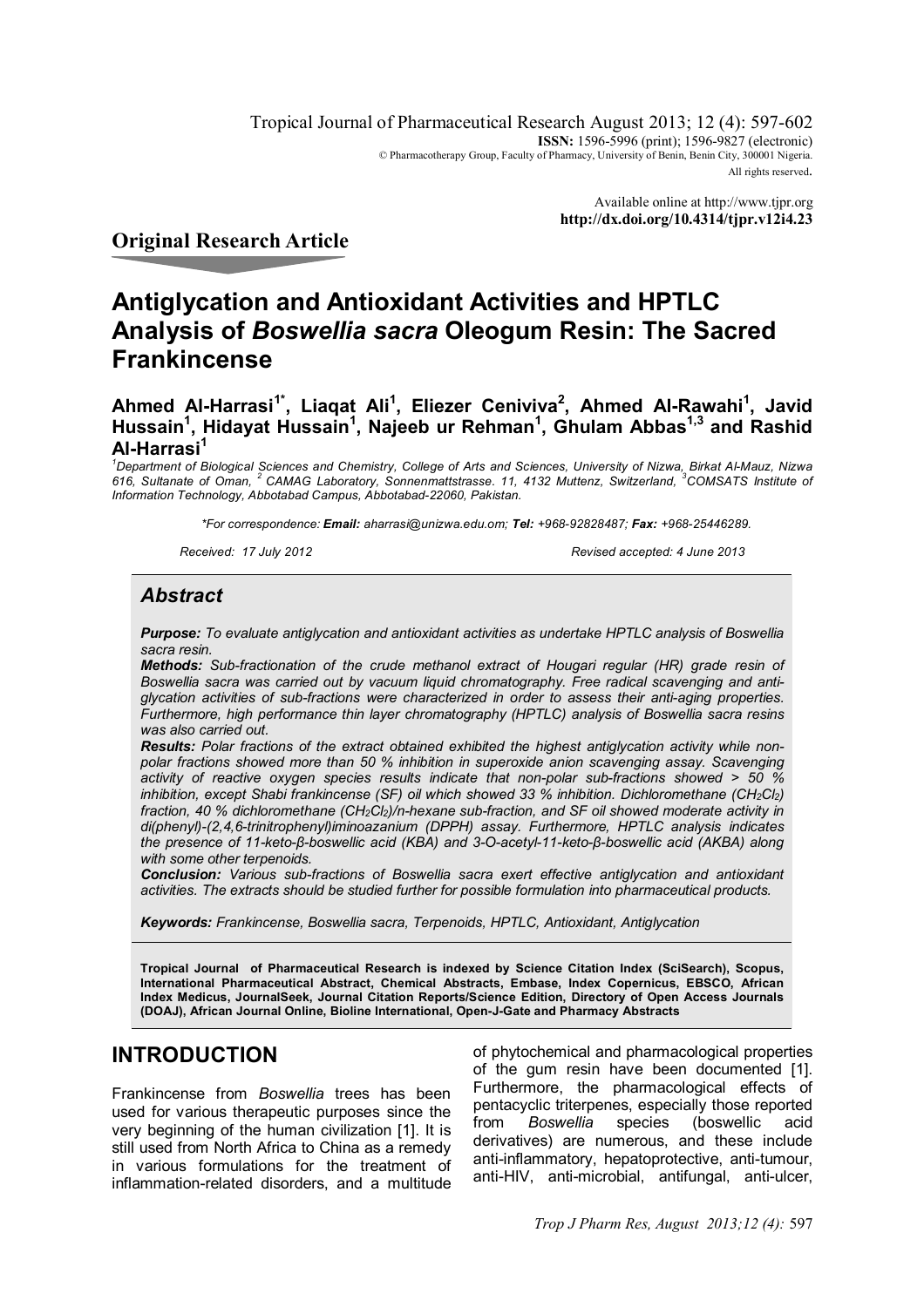Tropical Journal of Pharmaceutical Research August 2013; 12 (4): 597-602
**ISSN:** 1596-5996 (print); 1596-9827 (electronic)
© Pharmacotherapy Group, Faculty of Pharmacy, University of Benin, Benin City, 300001 Nigeria.
All rights reserved.

Available online at http://www.tjpr.org
**http://dx.doi.org/10.4314/tjpr.v12i4.23**

**Original Research Article**

# Antiglycation and Antioxidant Activities and HPTLC Analysis of *Boswellia sacra* Oleogum Resin: The Sacred Frankincense

**Ahmed Al-Harrasi[1*], Liaqat Ali[1], Eliezer Ceniviva[2], Ahmed Al-Rawahi[1], Javid Hussain[1], Hidayat Hussain[1], Najeeb ur Rehman[1], Ghulam Abbas[1,3] and Rashid Al-Harrasi[1]**

*[1]Department of Biological Sciences and Chemistry, College of Arts and Sciences, University of Nizwa, Birkat Al-Mauz, Nizwa 616, Sultanate of Oman, [2] CAMAG Laboratory, Sonnenmattstrasse. 11, 4132 Muttenz, Switzerland, [3]COMSATS Institute of Information Technology, Abbotabad Campus, Abbotabad-22060, Pakistan.*

*\*For correspondence: **Email:** aharrasi@unizwa.edu.om; **Tel:** +968-92828487; **Fax:** +968-25446289.*

*Received: 17 July 2012* *Revised accepted: 4 June 2013*

## *Abstract*

***Purpose:*** *To evaluate antiglycation and antioxidant activities as undertake HPTLC analysis of Boswellia sacra resin.*

***Methods:*** *Sub-fractionation of the crude methanol extract of Hougari regular (HR) grade resin of Boswellia sacra was carried out by vacuum liquid chromatography. Free radical scavenging and anti-glycation activities of sub-fractions were characterized in order to assess their anti-aging properties. Furthermore, high performance thin layer chromatography (HPTLC) analysis of Boswellia sacra resins was also carried out.*

***Results:*** *Polar fractions of the extract obtained exhibited the highest antiglycation activity while non-polar fractions showed more than 50 % inhibition in superoxide anion scavenging assay. Scavenging activity of reactive oxygen species results indicate that non-polar sub-fractions showed > 50 % inhibition, except Shabi frankincense (SF) oil which showed 33 % inhibition. Dichloromethane ($CH_2Cl_2$) fraction, 40 % dichloromethane ($CH_2Cl_2$)/n-hexane sub-fraction, and SF oil showed moderate activity in di(phenyl)-(2,4,6-trinitrophenyl)iminoazanium (DPPH) assay. Furthermore, HPTLC analysis indicates the presence of 11-keto-β-boswellic acid (KBA) and 3-O-acetyl-11-keto-β-boswellic acid (AKBA) along with some other terpenoids.*

***Conclusion:*** *Various sub-fractions of Boswellia sacra exert effective antiglycation and antioxidant activities. The extracts should be studied further for possible formulation into pharmaceutical products.*

***Keywords:*** *Frankincense, Boswellia sacra, Terpenoids, HPTLC, Antioxidant, Antiglycation*

**Tropical Journal of Pharmaceutical Research is indexed by Science Citation Index (SciSearch), Scopus, International Pharmaceutical Abstract, Chemical Abstracts, Embase, Index Copernicus, EBSCO, African Index Medicus, JournalSeek, Journal Citation Reports/Science Edition, Directory of Open Access Journals (DOAJ), African Journal Online, Bioline International, Open-J-Gate and Pharmacy Abstracts**

## INTRODUCTION

Frankincense from *Boswellia* trees has been used for various therapeutic purposes since the very beginning of the human civilization [1]. It is still used from North Africa to China as a remedy in various formulations for the treatment of inflammation-related disorders, and a multitude of phytochemical and pharmacological properties of the gum resin have been documented [1]. Furthermore, the pharmacological effects of pentacyclic triterpenes, especially those reported from *Boswellia* species (boswellic acid derivatives) are numerous, and these include anti-inflammatory, hepatoprotective, anti-tumour, anti-HIV, anti-microbial, antifungal, anti-ulcer,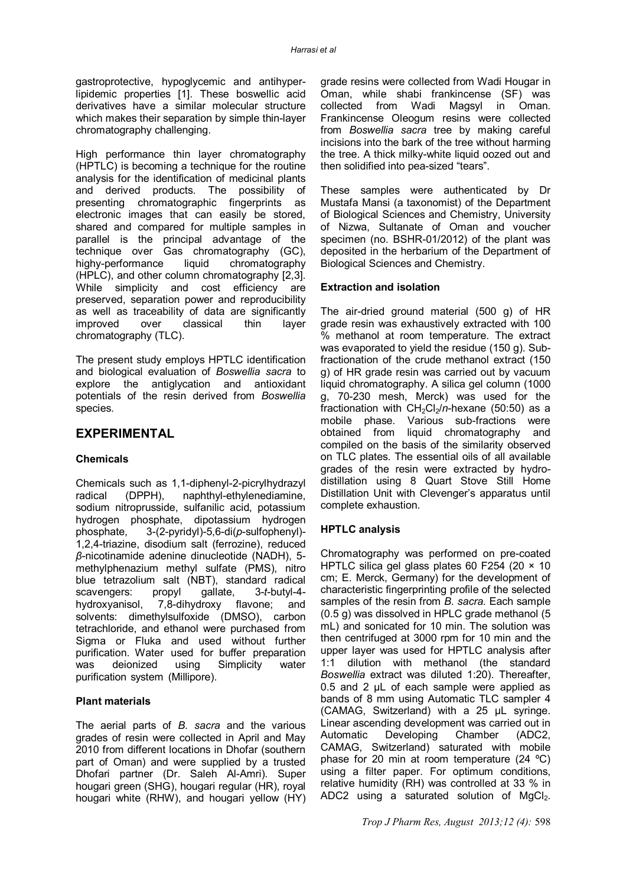gastroprotective, hypoglycemic and antihyperlipidemic properties [1]. These boswellic acid derivatives have a similar molecular structure which makes their separation by simple thin-layer chromatography challenging.

High performance thin layer chromatography (HPTLC) is becoming a technique for the routine analysis for the identification of medicinal plants and derived products. The possibility of presenting chromatographic fingerprints as electronic images that can easily be stored, shared and compared for multiple samples in parallel is the principal advantage of the technique over Gas chromatography (GC), highy-performance liquid chromatography (HPLC), and other column chromatography [2,3]. While simplicity and cost efficiency are preserved, separation power and reproducibility as well as traceability of data are significantly improved over classical thin layer chromatography (TLC).

The present study employs HPTLC identification and biological evaluation of *Boswellia sacra* to explore the antiglycation and antioxidant potentials of the resin derived from *Boswellia* species.

## EXPERIMENTAL

### Chemicals

Chemicals such as 1,1-diphenyl-2-picrylhydrazyl radical (DPPH), naphthyl-ethylenediamine, sodium nitroprusside, sulfanilic acid, potassium hydrogen phosphate, dipotassium hydrogen phosphate, 3-(2-pyridyl)-5,6-di(*p*-sulfophenyl)-1,2,4-triazine, disodium salt (ferrozine), reduced *β*-nicotinamide adenine dinucleotide (NADH), 5-methylphenazium methyl sulfate (PMS), nitro blue tetrazolium salt (NBT), standard radical scavengers: propyl gallate, 3-*t*-butyl-4-hydroxyanisol, 7,8-dihydroxy flavone; and solvents: dimethylsulfoxide (DMSO), carbon tetrachloride, and ethanol were purchased from Sigma or Fluka and used without further purification. Water used for buffer preparation was deionized using Simplicity water purification system (Millipore).

### Plant materials

The aerial parts of *B. sacra* and the various grades of resin were collected in April and May 2010 from different locations in Dhofar (southern part of Oman) and were supplied by a trusted Dhofari partner (Dr. Saleh Al-Amri). Super hougari green (SHG), hougari regular (HR), royal hougari white (RHW), and hougari yellow (HY) grade resins were collected from Wadi Hougar in Oman, while shabi frankincense (SF) was collected from Wadi Magsyl in Oman. Frankincense Oleogum resins were collected from *Boswellia sacra* tree by making careful incisions into the bark of the tree without harming the tree. A thick milky-white liquid oozed out and then solidified into pea-sized "tears".

These samples were authenticated by Dr Mustafa Mansi (a taxonomist) of the Department of Biological Sciences and Chemistry, University of Nizwa, Sultanate of Oman and voucher specimen (no. BSHR-01/2012) of the plant was deposited in the herbarium of the Department of Biological Sciences and Chemistry.

### Extraction and isolation

The air-dried ground material (500 g) of HR grade resin was exhaustively extracted with 100 % methanol at room temperature. The extract was evaporated to yield the residue (150 g). Sub-fractionation of the crude methanol extract (150 g) of HR grade resin was carried out by vacuum liquid chromatography. A silica gel column (1000 g, 70-230 mesh, Merck) was used for the fractionation with $CH_2Cl_2$/*n*-hexane (50:50) as a mobile phase. Various sub-fractions were obtained from liquid chromatography and compiled on the basis of the similarity observed on TLC plates. The essential oils of all available grades of the resin were extracted by hydro-distillation using 8 Quart Stove Still Home Distillation Unit with Clevenger's apparatus until complete exhaustion.

### HPTLC analysis

Chromatography was performed on pre-coated HPTLC silica gel glass plates 60 F254 (20 × 10 cm; E. Merck, Germany) for the development of characteristic fingerprinting profile of the selected samples of the resin from *B. sacra*. Each sample (0.5 g) was dissolved in HPLC grade methanol (5 mL) and sonicated for 10 min. The solution was then centrifuged at 3000 rpm for 10 min and the upper layer was used for HPTLC analysis after 1:1 dilution with methanol (the standard *Boswellia* extract was diluted 1:20). Thereafter, 0.5 and 2 µL of each sample were applied as bands of 8 mm using Automatic TLC sampler 4 (CAMAG, Switzerland) with a 25 µL syringe. Linear ascending development was carried out in Automatic Developing Chamber (ADC2, CAMAG, Switzerland) saturated with mobile phase for 20 min at room temperature (24 ºC) using a filter paper. For optimum conditions, relative humidity (RH) was controlled at 33 % in ADC2 using a saturated solution of $MgCl_2$.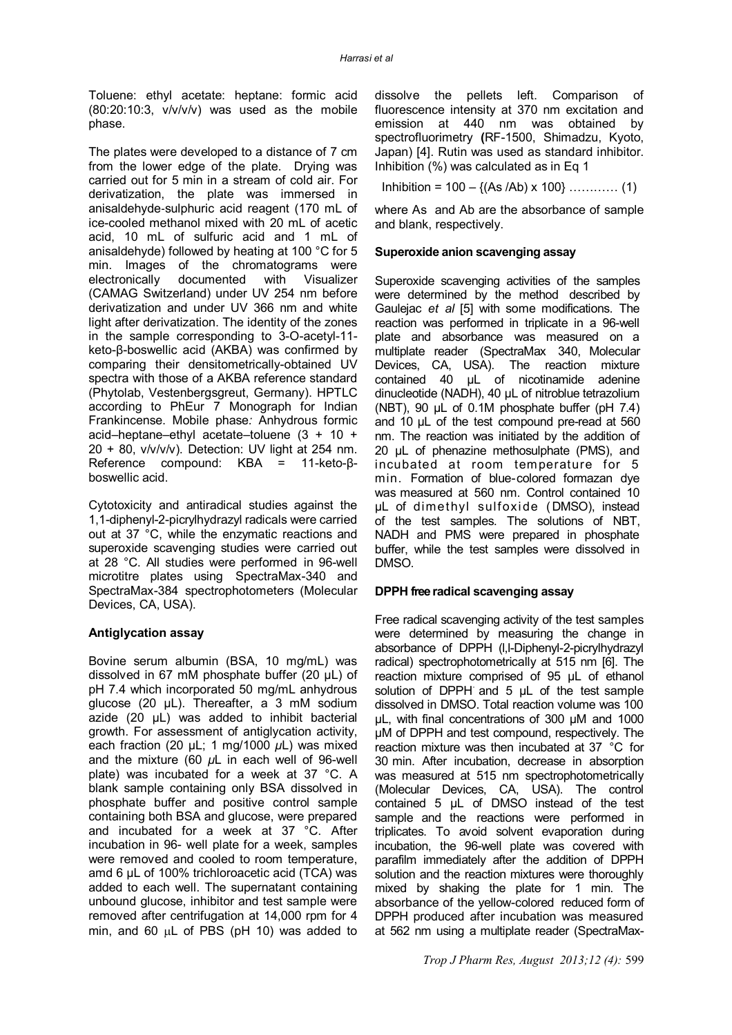Toluene: ethyl acetate: heptane: formic acid (80:20:10:3, v/v/v/v) was used as the mobile phase.

The plates were developed to a distance of 7 cm from the lower edge of the plate. Drying was carried out for 5 min in a stream of cold air. For derivatization, the plate was immersed in anisaldehyde-sulphuric acid reagent (170 mL of ice-cooled methanol mixed with 20 mL of acetic acid, 10 mL of sulfuric acid and 1 mL of anisaldehyde) followed by heating at 100 °C for 5 min. Images of the chromatograms were electronically documented with Visualizer (CAMAG Switzerland) under UV 254 nm before derivatization and under UV 366 nm and white light after derivatization. The identity of the zones in the sample corresponding to 3-O-acetyl-11-keto-β-boswellic acid (AKBA) was confirmed by comparing their densitometrically-obtained UV spectra with those of a AKBA reference standard (Phytolab, Vestenbergsgreut, Germany). HPTLC according to PhEur 7 Monograph for Indian Frankincense. Mobile phase*:* Anhydrous formic acid–heptane–ethyl acetate–toluene (3 + 10 + 20 + 80, v/v/v/v). Detection: UV light at 254 nm. Reference compound: KBA = 11-keto-β-boswellic acid.

Cytotoxicity and antiradical studies against the 1,1-diphenyl-2-picrylhydrazyl radicals were carried out at 37 °C, while the enzymatic reactions and superoxide scavenging studies were carried out at 28 °C. All studies were performed in 96-well microtitre plates using SpectraMax-340 and SpectraMax-384 spectrophotometers (Molecular Devices, CA, USA).

### Antiglycation assay

Bovine serum albumin (BSA, 10 mg/mL) was dissolved in 67 mM phosphate buffer (20 μL) of pH 7.4 which incorporated 50 mg/mL anhydrous glucose (20 μL). Thereafter, a 3 mM sodium azide (20 μL) was added to inhibit bacterial growth. For assessment of antiglycation activity, each fraction (20 μL; 1 mg/1000 *μ*L) was mixed and the mixture (60 *μ*L in each well of 96-well plate) was incubated for a week at 37 °C. A blank sample containing only BSA dissolved in phosphate buffer and positive control sample containing both BSA and glucose, were prepared and incubated for a week at 37 °C. After incubation in 96- well plate for a week, samples were removed and cooled to room temperature, amd 6 μL of 100% trichloroacetic acid (TCA) was added to each well. The supernatant containing unbound glucose, inhibitor and test sample were removed after centrifugation at 14,000 rpm for 4 min, and 60 μL of PBS (pH 10) was added to dissolve the pellets left. Comparison of fluorescence intensity at 370 nm excitation and emission at 440 nm was obtained by spectrofluorimetry (RF-1500, Shimadzu, Kyoto, Japan) [4]. Rutin was used as standard inhibitor. Inhibition (%) was calculated as in Eq 1

$$\text{Inhibition} = 100 - \{(As/Ab) \times 100\} \quad \ldots\ldots\ldots\ldots (1)$$

where As and Ab are the absorbance of sample and blank, respectively.

### Superoxide anion scavenging assay

Superoxide scavenging activities of the samples were determined by the method described by Gaulejac *et al* [5] with some modifications. The reaction was performed in triplicate in a 96-well plate and absorbance was measured on a multiplate reader (SpectraMax 340, Molecular Devices, CA, USA). The reaction mixture contained 40 μL of nicotinamide adenine dinucleotide (NADH), 40 μL of nitroblue tetrazolium (NBT), 90 μL of 0.1M phosphate buffer (pH 7.4) and 10 μL of the test compound pre-read at 560 nm. The reaction was initiated by the addition of 20 μL of phenazine methosulphate (PMS), and incubated at room temperature for 5 min. Formation of blue-colored formazan dye was measured at 560 nm. Control contained 10 μL of dimethyl sulfoxide (DMSO), instead of the test samples. The solutions of NBT, NADH and PMS were prepared in phosphate buffer, while the test samples were dissolved in DMSO.

### DPPH free radical scavenging assay

Free radical scavenging activity of the test samples were determined by measuring the change in absorbance of DPPH (l,l-Diphenyl-2-picrylhydrazyl radical) spectrophotometrically at 515 nm [6]. The reaction mixture comprised of 95 μL of ethanol solution of DPPH and 5 μL of the test sample dissolved in DMSO. Total reaction volume was 100 μL, with final concentrations of 300 μM and 1000 μM of DPPH and test compound, respectively. The reaction mixture was then incubated at 37 °C for 30 min. After incubation, decrease in absorption was measured at 515 nm spectrophotometrically (Molecular Devices, CA, USA). The control contained 5 μL of DMSO instead of the test sample and the reactions were performed in triplicates. To avoid solvent evaporation during incubation, the 96-well plate was covered with parafilm immediately after the addition of DPPH solution and the reaction mixtures were thoroughly mixed by shaking the plate for 1 min. The absorbance of the yellow-colored reduced form of DPPH produced after incubation was measured at 562 nm using a multiplate reader (SpectraMax-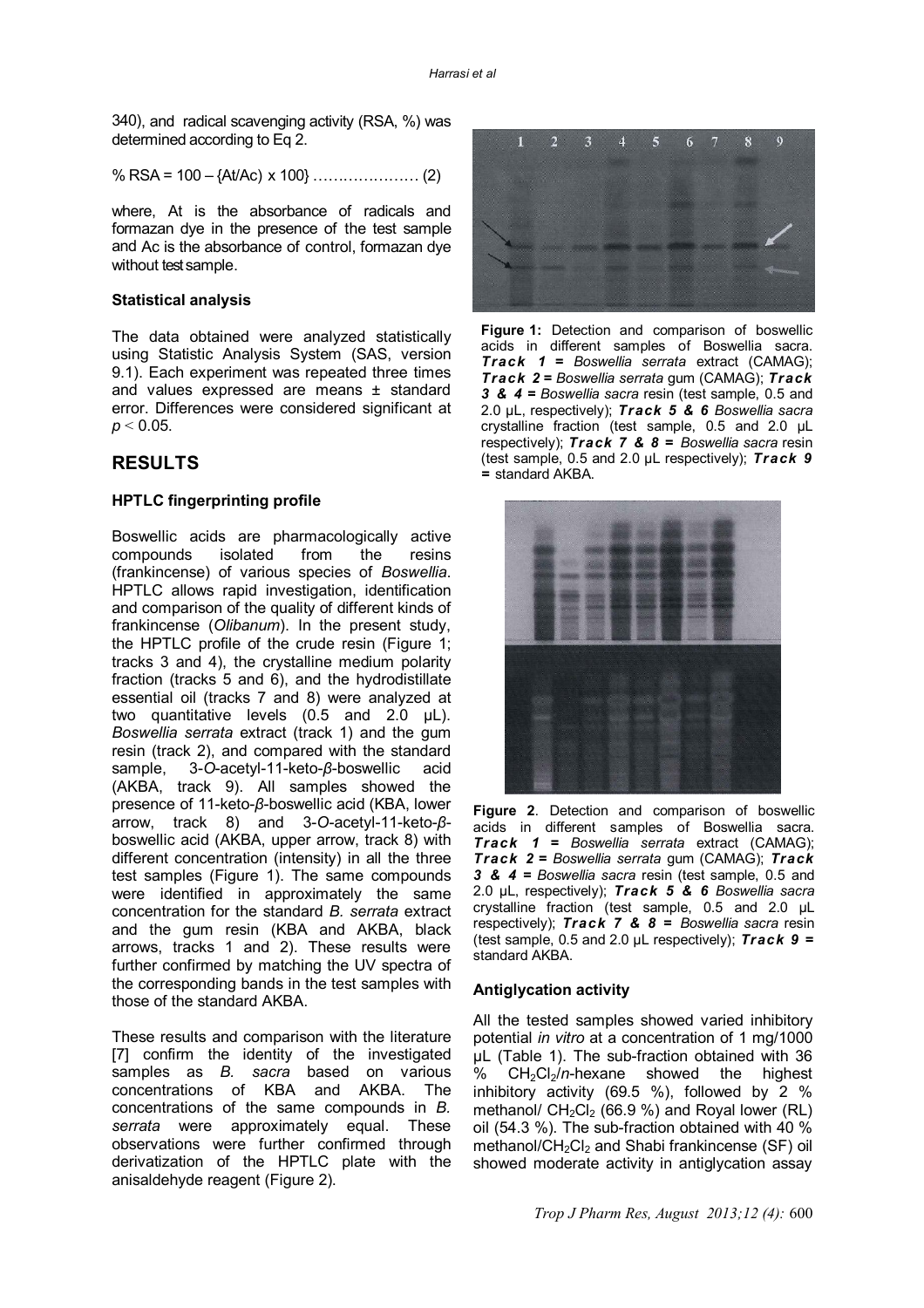340), and radical scavenging activity (RSA, %) was determined according to Eq 2.

$$\% RSA = 100 – \{At/Ac) \times 100\} \quad (2)$$

where, At is the absorbance of radicals and formazan dye in the presence of the test sample and Ac is the absorbance of control, formazan dye without test sample.

### Statistical analysis

The data obtained were analyzed statistically using Statistic Analysis System (SAS, version 9.1). Each experiment was repeated three times and values expressed are means ± standard error. Differences were considered significant at $p < 0.05$.

## RESULTS

### HPTLC fingerprinting profile

Boswellic acids are pharmacologically active compounds isolated from the resins (frankincense) of various species of *Boswellia*. HPTLC allows rapid investigation, identification and comparison of the quality of different kinds of frankincense (*Olibanum*). In the present study, the HPTLC profile of the crude resin (Figure 1; tracks 3 and 4), the crystalline medium polarity fraction (tracks 5 and 6), and the hydrodistillate essential oil (tracks 7 and 8) were analyzed at two quantitative levels (0.5 and 2.0 µL). *Boswellia serrata* extract (track 1) and the gum resin (track 2), and compared with the standard sample, 3-*O*-acetyl-11-keto-*β*-boswellic acid (AKBA, track 9). All samples showed the presence of 11-keto-*β*-boswellic acid (KBA, lower arrow, track 8) and 3-*O*-acetyl-11-keto-*β*-boswellic acid (AKBA, upper arrow, track 8) with different concentration (intensity) in all the three test samples (Figure 1). The same compounds were identified in approximately the same concentration for the standard *B. serrata* extract and the gum resin (KBA and AKBA, black arrows, tracks 1 and 2). These results were further confirmed by matching the UV spectra of the corresponding bands in the test samples with those of the standard AKBA.

These results and comparison with the literature [7] confirm the identity of the investigated samples as *B. sacra* based on various concentrations of KBA and AKBA. The concentrations of the same compounds in *B. serrata* were approximately equal. These observations were further confirmed through derivatization of the HPTLC plate with the anisaldehyde reagent (Figure 2).

**Figure 1:** Detection and comparison of boswellic acids in different samples of Boswellia sacra. ***Track 1 =*** *Boswellia serrata* extract (CAMAG); ***Track 2 =*** *Boswellia serrata* gum (CAMAG); ***Track 3 & 4 =*** *Boswellia sacra* resin (test sample, 0.5 and 2.0 µL, respectively); ***Track 5 & 6*** *Boswellia sacra* crystalline fraction (test sample, 0.5 and 2.0 µL respectively); ***Track 7 & 8 =*** *Boswellia sacra* resin (test sample, 0.5 and 2.0 µL respectively); ***Track 9 =*** standard AKBA.

**Figure 2**. Detection and comparison of boswellic acids in different samples of Boswellia sacra. ***Track 1 =*** *Boswellia serrata* extract (CAMAG); ***Track 2 =*** *Boswellia serrata* gum (CAMAG); ***Track 3 & 4 =*** *Boswellia sacra* resin (test sample, 0.5 and 2.0 µL, respectively); ***Track 5 & 6*** *Boswellia sacra* crystalline fraction (test sample, 0.5 and 2.0 µL respectively); ***Track 7 & 8 =*** *Boswellia sacra* resin (test sample, 0.5 and 2.0 µL respectively); ***Track 9 =*** standard AKBA.

### Antiglycation activity

All the tested samples showed varied inhibitory potential *in vitro* at a concentration of 1 mg/1000 µL (Table 1). The sub-fraction obtained with 36 % $CH_2Cl_2$/*n*-hexane showed the highest inhibitory activity (69.5 %), followed by 2 % methanol/ $CH_2Cl_2$ (66.9 %) and Royal lower (RL) oil (54.3 %). The sub-fraction obtained with 40 % methanol/$CH_2Cl_2$ and Shabi frankincense (SF) oil showed moderate activity in antiglycation assay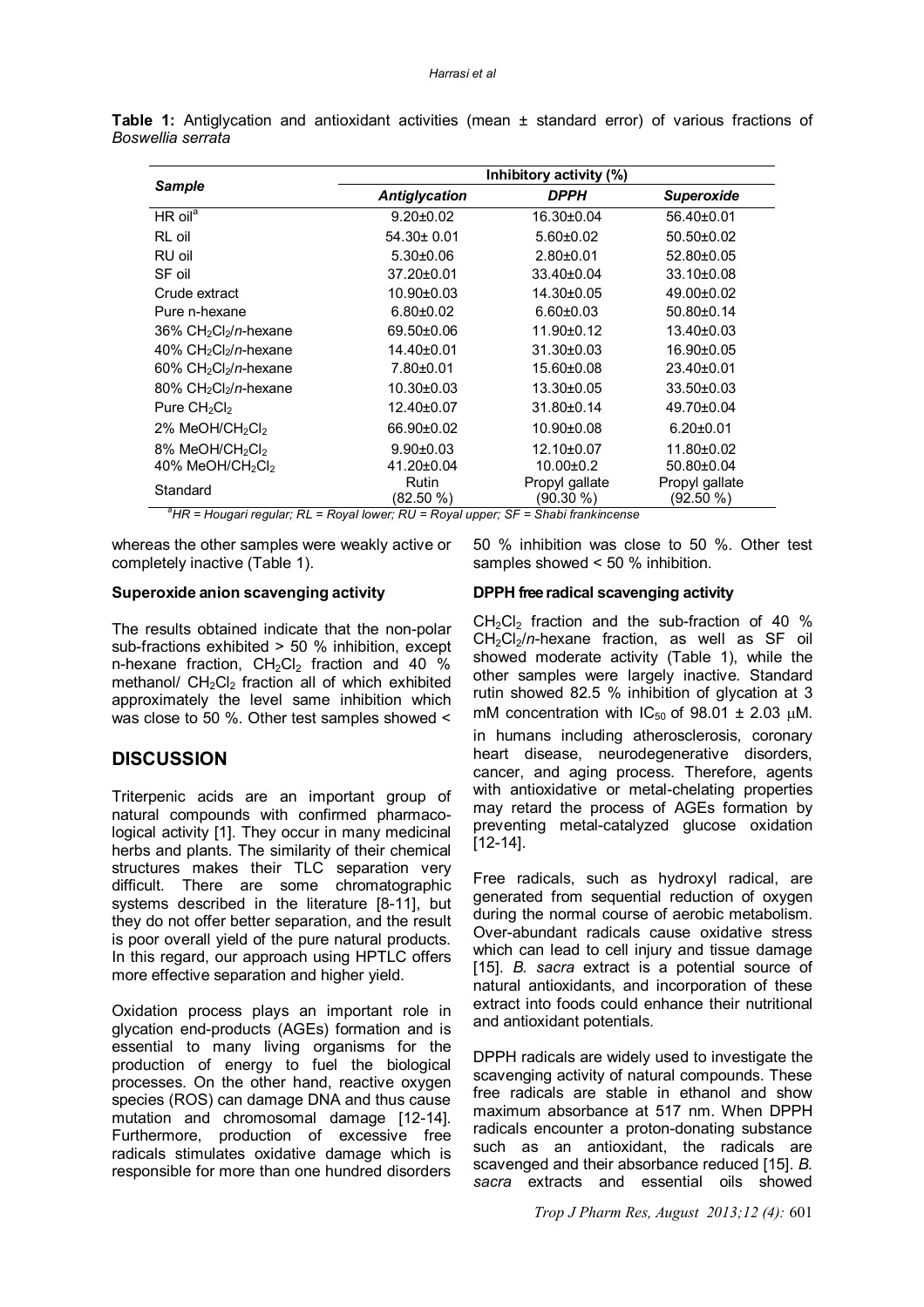**Table 1:** Antiglycation and antioxidant activities (mean ± standard error) of various fractions of *Boswellia serrata*

| Sample | Inhibitory activity (%) | | |
|---|---|---|---|
| | *Antiglycation* | *DPPH* | *Superoxide* |
| HR oil[a] | 9.20±0.02 | 16.30±0.04 | 56.40±0.01 |
| RL oil | 54.30± 0.01 | 5.60±0.02 | 50.50±0.02 |
| RU oil | 5.30±0.06 | 2.80±0.01 | 52.80±0.05 |
| SF oil | 37.20±0.01 | 33.40±0.04 | 33.10±0.08 |
| Crude extract | 10.90±0.03 | 14.30±0.05 | 49.00±0.02 |
| Pure n-hexane | 6.80±0.02 | 6.60±0.03 | 50.80±0.14 |
| 36% $CH_2Cl_2$/*n*-hexane | 69.50±0.06 | 11.90±0.12 | 13.40±0.03 |
| 40% $CH_2Cl_2$/*n*-hexane | 14.40±0.01 | 31.30±0.03 | 16.90±0.05 |
| 60% $CH_2Cl_2$/*n*-hexane | 7.80±0.01 | 15.60±0.08 | 23.40±0.01 |
| 80% $CH_2Cl_2$/*n*-hexane | 10.30±0.03 | 13.30±0.05 | 33.50±0.03 |
| Pure $CH_2Cl_2$ | 12.40±0.07 | 31.80±0.14 | 49.70±0.04 |
| 2% MeOH/$CH_2Cl_2$ | 66.90±0.02 | 10.90±0.08 | 6.20±0.01 |
| 8% MeOH/$CH_2Cl_2$ | 9.90±0.03 | 12.10±0.07 | 11.80±0.02 |
| 40% MeOH/$CH_2Cl_2$ | 41.20±0.04 | 10.00±0.2 | 50.80±0.04 |
| Standard | Rutin (82.50 %) | Propyl gallate (90.30 %) | Propyl gallate (92.50 %) |

*[a]HR = Hougari regular; RL = Royal lower; RU = Royal upper; SF = Shabi frankincense*

whereas the other samples were weakly active or completely inactive (Table 1).

#### Superoxide anion scavenging activity

The results obtained indicate that the non-polar sub-fractions exhibited > 50 % inhibition, except n-hexane fraction, $CH_2Cl_2$ fraction and 40 % methanol/ $CH_2Cl_2$ fraction all of which exhibited approximately the level same inhibition which was close to 50 %. Other test samples showed < 50 % inhibition.

#### DPPH free radical scavenging activity

$CH_2Cl_2$ fraction and the sub-fraction of 40 % $CH_2Cl_2$/*n*-hexane fraction, as well as SF oil showed moderate activity (Table 1), while the other samples were largely inactive. Standard rutin showed 82.5 % inhibition of glycation at 3 mM concentration with $IC_{50}$ of 98.01 ± 2.03 μM.

## DISCUSSION

Triterpenic acids are an important group of natural compounds with confirmed pharmacological activity [1]. They occur in many medicinal herbs and plants. The similarity of their chemical structures makes their TLC separation very difficult. There are some chromatographic systems described in the literature [8-11], but they do not offer better separation, and the result is poor overall yield of the pure natural products. In this regard, our approach using HPTLC offers more effective separation and higher yield.

Oxidation process plays an important role in glycation end-products (AGEs) formation and is essential to many living organisms for the production of energy to fuel the biological processes. On the other hand, reactive oxygen species (ROS) can damage DNA and thus cause mutation and chromosomal damage [12-14]. Furthermore, production of excessive free radicals stimulates oxidative damage which is responsible for more than one hundred disorders in humans including atherosclerosis, coronary heart disease, neurodegenerative disorders, cancer, and aging process. Therefore, agents with antioxidative or metal-chelating properties may retard the process of AGEs formation by preventing metal-catalyzed glucose oxidation [12-14].

Free radicals, such as hydroxyl radical, are generated from sequential reduction of oxygen during the normal course of aerobic metabolism. Over-abundant radicals cause oxidative stress which can lead to cell injury and tissue damage [15]. *B. sacra* extract is a potential source of natural antioxidants, and incorporation of these extract into foods could enhance their nutritional and antioxidant potentials.

DPPH radicals are widely used to investigate the scavenging activity of natural compounds. These free radicals are stable in ethanol and show maximum absorbance at 517 nm. When DPPH radicals encounter a proton-donating substance such as an antioxidant, the radicals are scavenged and their absorbance reduced [15]. *B. sacra* extracts and essential oils showed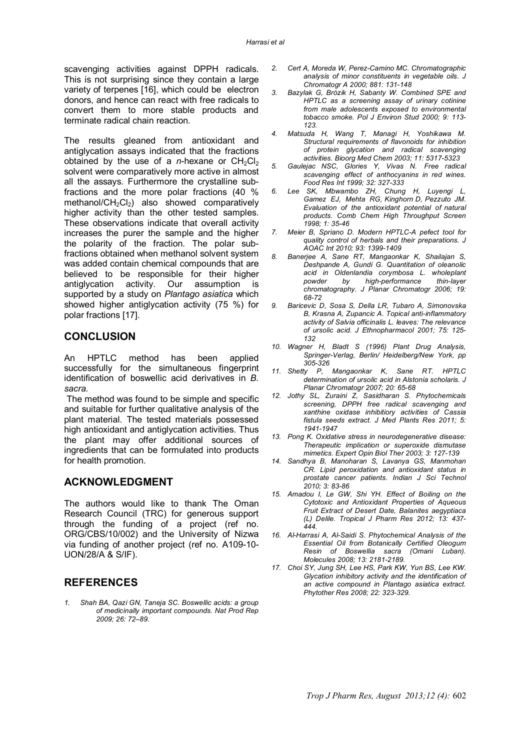scavenging activities against DPPH radicals. This is not surprising since they contain a large variety of terpenes [16], which could be electron donors, and hence can react with free radicals to convert them to more stable products and terminate radical chain reaction.

The results gleaned from antioxidant and antiglycation assays indicated that the fractions obtained by the use of a *n*-hexane or $CH_2Cl_2$ solvent were comparatively more active in almost all the assays. Furthermore the crystalline sub-fractions and the more polar fractions (40 % methanol/$CH_2Cl_2$) also showed comparatively higher activity than the other tested samples. These observations indicate that overall activity increases the purer the sample and the higher the polarity of the fraction. The polar sub-fractions obtained when methanol solvent system was added contain chemical compounds that are believed to be responsible for their higher antiglycation activity. Our assumption is supported by a study on *Plantago asiatica* which showed higher antiglycation activity (75 %) for polar fractions [17].

## CONCLUSION

An HPTLC method has been applied successfully for the simultaneous fingerprint identification of boswellic acid derivatives in *B. sacra.*

The method was found to be simple and specific and suitable for further qualitative analysis of the plant material. The tested materials possessed high antioxidant and antiglycation activities. Thus the plant may offer additional sources of ingredients that can be formulated into products for health promotion.

## ACKNOWLEDGMENT

The authors would like to thank The Oman Research Council (TRC) for generous support through the funding of a project (ref no. ORG/CBS/10/002) and the University of Nizwa via funding of another project (ref no. A109-10-UON/28/A & S/IF).

## REFERENCES

1. *Shah BA, Qazi GN, Taneja SC. Boswellic acids: a group of medicinally important compounds. Nat Prod Rep 2009; 26: 72–89.*
2. *Cert A, Moreda W, Perez-Camino MC. Chromatographic analysis of minor constituents in vegetable oils. J Chromatogr A 2000; 881: 131-148*
3. *Bazylak G, Brózik H, Sabanty W. Combined SPE and HPTLC as a screening assay of urinary cotinine from male adolescents exposed to environmental tobacco smoke. Pol J Environ Stud 2000; 9: 113-123.*
4. *Matsuda H, Wang T, Managi H, Yoshikawa M. Structural requirements of flavonoids for inhibition of protein glycation and radical scavenging activities. Bioorg Med Chem 2003; 11: 5317-5323*
5. *Gaulejac NSC, Glories Y, Vivas N. Free radical scavenging effect of anthocyanins in red wines. Food Res Int 1999; 32: 327-333*
6. *Lee SK, Mbwambo ZH, Chung H, Luyengi L, Gamez EJ, Mehta RG, Kinghorn D, Pezzuto JM. Evaluation of the antioxidant potential of natural products. Comb Chem High Throughput Screen 1998; 1: 35-46*
7. *Meier B, Spriano D. Modern HPTLC-A pefect tool for quality control of herbals and their preparations. J AOAC Int 2010; 93: 1399-1409*
8. *Banerjee A, Sane RT, Mangaonkar K, Shailajan S, Deshpande A, Gundi G. Quantitation of oleanolic acid in Oldenlandia corymbosa L. wholeplant powder by high-performance thin-layer chromatography. J Planar Chromatogr 2006; 19: 68-72*
9. *Baricevic D, Sosa S, Della LR, Tubaro A, Simonovska B, Krasna A, Zupancic A. Topical anti-inflammatory activity of Salvia officinalis L. leaves: The relevance of ursolic acid. J Ethnopharmacol 2001; 75: 125-132*
10. *Wagner H, Bladt S (1996) Plant Drug Analysis, Springer-Verlag, Berlin/ Heidelberg/New York, pp 305-326*
11. *Shetty P, Mangaonkar K, Sane RT. HPTLC determination of ursolic acid in Alstonia scholaris. J Planar Chromatogr 2007; 20: 65-68*
12. *Jothy SL, Zuraini Z, Sasidharan S. Phytochemicals screening, DPPH free radical scavenging and xanthine oxidase inhibitiory activities of Cassia fistula seeds extract. J Med Plants Res 2011; 5: 1941-1947*
13. *Pong K. Oxidative stress in neurodegenerative disease: Therapeutic implication or superoxide dismutase mimetics. Expert Opin Biol Ther 2003; 3: 127-139*
14. *Sandhya B, Manoharan S, Lavanya GS, Manmohan CR. Lipid peroxidation and antioxidant status in prostate cancer patients. Indian J Sci Technol 2010; 3: 83-86*
15. *Amadou I, Le GW, Shi YH. Effect of Boiling on the Cytotoxic and Antioxidant Properties of Aqueous Fruit Extract of Desert Date, Balanites aegyptiaca (L) Delile. Tropical J Pharm Res 2012; 13: 437-444.*
16. *Al-Harrasi A, Al-Saidi S. Phytochemical Analysis of the Essential Oil from Botanically Certified Oleogum Resin of Boswellia sacra (Omani Luban). Molecules 2008; 13: 2181-2189.*
17. *Choi SY, Jung SH, Lee HS, Park KW, Yun BS, Lee KW. Glycation inhibitory activity and the identification of an active compound in Plantago asiatica extract. Phytother Res 2008; 22: 323-329.*